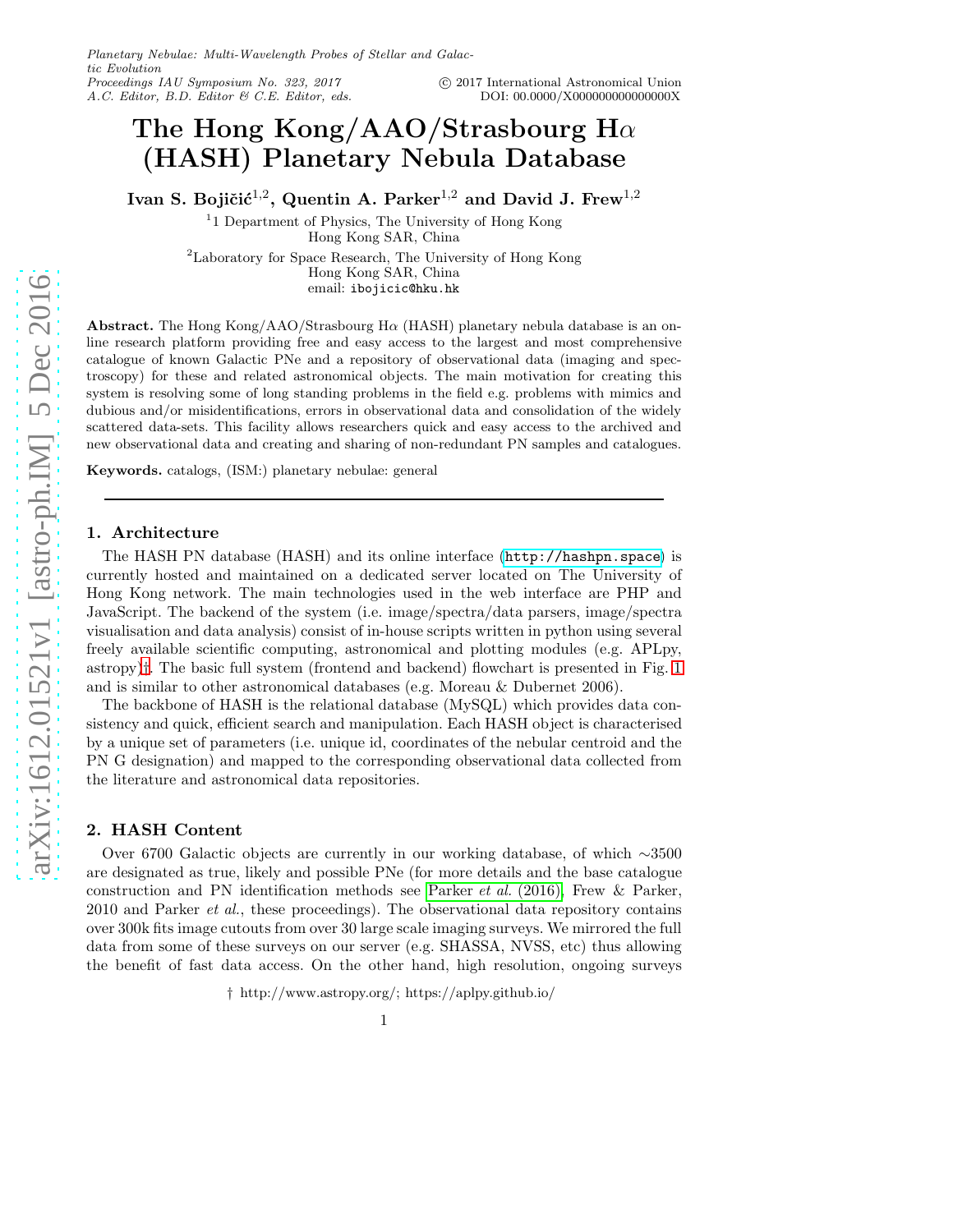# The Hong Kong/AAO/Strasbourg H$\alpha$ (HASH) Planetary Nebula Database

**Ivan S. Bojičić[1,2], Quentin A. Parker[1,2] and David J. Frew[1,2]**

[1]1 Department of Physics, The University of Hong Kong
Hong Kong SAR, China

[2]Laboratory for Space Research, The University of Hong Kong
Hong Kong SAR, China
email: ibojicic@hku.hk

**Abstract.** The Hong Kong/AAO/Strasbourg H$\alpha$ (HASH) planetary nebula database is an online research platform providing free and easy access to the largest and most comprehensive catalogue of known Galactic PNe and a repository of observational data (imaging and spectroscopy) for these and related astronomical objects. The main motivation for creating this system is resolving some of long standing problems in the field e.g. problems with mimics and dubious and/or misidentifications, errors in observational data and consolidation of the widely scattered data-sets. This facility allows researchers quick and easy access to the archived and new observational data and creating and sharing of non-redundant PN samples and catalogues.

**Keywords.** catalogs, (ISM:) planetary nebulae: general

## 1. Architecture

The HASH PN database (HASH) and its online interface (http://hashpn.space) is currently hosted and maintained on a dedicated server located on The University of Hong Kong network. The main technologies used in the web interface are PHP and JavaScript. The backend of the system (i.e. image/spectra/data parsers, image/spectra visualisation and data analysis) consist of in-house scripts written in python using several freely available scientific computing, astronomical and plotting modules (e.g. APLpy, astropy)†. The basic full system (frontend and backend) flowchart is presented in Fig. 1 and is similar to other astronomical databases (e.g. Moreau & Dubernet 2006).

The backbone of HASH is the relational database (MySQL) which provides data consistency and quick, efficient search and manipulation. Each HASH object is characterised by a unique set of parameters (i.e. unique id, coordinates of the nebular centroid and the PN G designation) and mapped to the corresponding observational data collected from the literature and astronomical data repositories.

## 2. HASH Content

Over 6700 Galactic objects are currently in our working database, of which ∼3500 are designated as true, likely and possible PNe (for more details and the base catalogue construction and PN identification methods see Parker *et al.* (2016), Frew & Parker, 2010 and Parker *et al.*, these proceedings). The observational data repository contains over 300k fits image cutouts from over 30 large scale imaging surveys. We mirrored the full data from some of these surveys on our server (e.g. SHASSA, NVSS, etc) thus allowing the benefit of fast data access. On the other hand, high resolution, ongoing surveys

† http://www.astropy.org/; https://aplpy.github.io/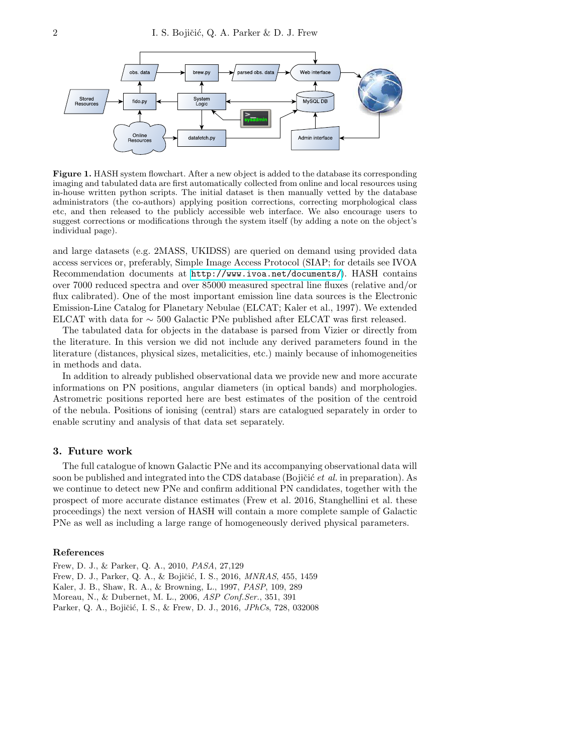obs. data

brew.py

parsed obs. data

Web interface

Stored Resources

fido.py

System Logic

MySQL DB

sysadmin

Online Resources

datafetch.py

Admin interface

**Figure 1.** HASH system flowchart. After a new object is added to the database its corresponding imaging and tabulated data are first automatically collected from online and local resources using in-house written python scripts. The initial dataset is then manually vetted by the database administrators (the co-authors) applying position corrections, correcting morphological class etc, and then released to the publicly accessible web interface. We also encourage users to suggest corrections or modifications through the system itself (by adding a note on the object's individual page).

and large datasets (e.g. 2MASS, UKIDSS) are queried on demand using provided data access services or, preferably, Simple Image Access Protocol (SIAP; for details see IVOA Recommendation documents at http://www.ivoa.net/documents/). HASH contains over 7000 reduced spectra and over 85000 measured spectral line fluxes (relative and/or flux calibrated). One of the most important emission line data sources is the Electronic Emission-Line Catalog for Planetary Nebulae (ELCAT; Kaler et al., 1997). We extended ELCAT with data for $\sim$ 500 Galactic PNe published after ELCAT was first released.

The tabulated data for objects in the database is parsed from Vizier or directly from the literature. In this version we did not include any derived parameters found in the literature (distances, physical sizes, metalicities, etc.) mainly because of inhomogeneities in methods and data.

In addition to already published observational data we provide new and more accurate informations on PN positions, angular diameters (in optical bands) and morphologies. Astrometric positions reported here are best estimates of the position of the centroid of the nebula. Positions of ionising (central) stars are catalogued separately in order to enable scrutiny and analysis of that data set separately.

## 3. Future work

The full catalogue of known Galactic PNe and its accompanying observational data will soon be published and integrated into the CDS database (Bojičić *et al.* in preparation). As we continue to detect new PNe and confirm additional PN candidates, together with the prospect of more accurate distance estimates (Frew et al. 2016, Stanghellini et al. these proceedings) the next version of HASH will contain a more complete sample of Galactic PNe as well as including a large range of homogeneously derived physical parameters.

### References

Frew, D. J., & Parker, Q. A., 2010, *PASA*, 27,129

Frew, D. J., Parker, Q. A., & Bojičić, I. S., 2016, *MNRAS*, 455, 1459

Kaler, J. B., Shaw, R. A., & Browning, L., 1997, *PASP*, 109, 289

Moreau, N., & Dubernet, M. L., 2006, *ASP Conf.Ser.*, 351, 391

Parker, Q. A., Bojičić, I. S., & Frew, D. J., 2016, *JPhCs*, 728, 032008